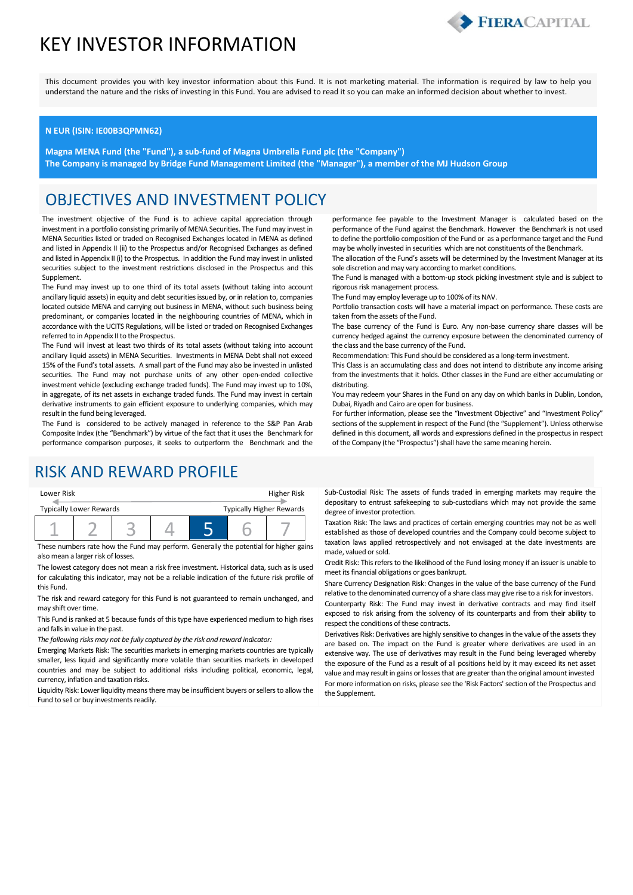# KEY INVESTOR INFORMATION

This document provides you with key investor information about this Fund. It is not marketing material. The information is required by law to help you understand the nature and the risks of investing in this Fund. You are advised to read it so you can make an informed decision about whether to invest.

**N EUR (ISIN: IE00B3QPMN62)**

**Magna MENA Fund (the "Fund"), a sub-fund of Magna Umbrella Fund plc (the "Company")**
**The Company is managed by Bridge Fund Management Limited (the "Manager"), a member of the MJ Hudson Group**

## OBJECTIVES AND INVESTMENT POLICY

The investment objective of the Fund is to achieve capital appreciation through investment in a portfolio consisting primarily of MENA Securities. The Fund may invest in MENA Securities listed or traded on Recognised Exchanges located in MENA as defined and listed in Appendix II (ii) to the Prospectus and/or Recognised Exchanges as defined and listed in Appendix II (i) to the Prospectus. In addition the Fund may invest in unlisted securities subject to the investment restrictions disclosed in the Prospectus and this Supplement.

The Fund may invest up to one third of its total assets (without taking into account ancillary liquid assets) in equity and debt securities issued by, or in relation to, companies located outside MENA and carrying out business in MENA, without such business being predominant, or companies located in the neighbouring countries of MENA, which in accordance with the UCITS Regulations, will be listed or traded on Recognised Exchanges referred to in Appendix II to the Prospectus.

The Fund will invest at least two thirds of its total assets (without taking into account ancillary liquid assets) in MENA Securities. Investments in MENA Debt shall not exceed 15% of the Fund's total assets. A small part of the Fund may also be invested in unlisted securities. The Fund may not purchase units of any other open-ended collective investment vehicle (excluding exchange traded funds). The Fund may invest up to 10%, in aggregate, of its net assets in exchange traded funds. The Fund may invest in certain derivative instruments to gain efficient exposure to underlying companies, which may result in the fund being leveraged.

The Fund is considered to be actively managed in reference to the S&P Pan Arab Composite Index (the "Benchmark") by virtue of the fact that it uses the Benchmark for performance comparison purposes, it seeks to outperform the Benchmark and the performance fee payable to the Investment Manager is calculated based on the performance of the Fund against the Benchmark. However the Benchmark is not used to define the portfolio composition of the Fund or as a performance target and the Fund may be wholly invested in securities which are not constituents of the Benchmark.

The allocation of the Fund's assets will be determined by the Investment Manager at its sole discretion and may vary according to market conditions.

The Fund is managed with a bottom-up stock picking investment style and is subject to rigorous risk management process.

The Fund may employ leverage up to 100% of its NAV.

Portfolio transaction costs will have a material impact on performance. These costs are taken from the assets of the Fund.

The base currency of the Fund is Euro. Any non-base currency share classes will be currency hedged against the currency exposure between the denominated currency of the class and the base currency of the Fund.

Recommendation: This Fund should be considered as a long-term investment.

This Class is an accumulating class and does not intend to distribute any income arising from the investments that it holds. Other classes in the Fund are either accumulating or distributing.

You may redeem your Shares in the Fund on any day on which banks in Dublin, London, Dubai, Riyadh and Cairo are open for business.

For further information, please see the "Investment Objective" and "Investment Policy" sections of the supplement in respect of the Fund (the "Supplement"). Unless otherwise defined in this document, all words and expressions defined in the prospectus in respect of the Company (the "Prospectus") shall have the same meaning herein.

## RISK AND REWARD PROFILE

| Lower Risk | | | | | | Higher Risk |
|---|---|---|---|---|---|---|
| Typically Lower Rewards | | | | | | Typically Higher Rewards |
| 1 | 2 | 3 | 4 | **5** | 6 | 7 |

These numbers rate how the Fund may perform. Generally the potential for higher gains also mean a larger risk of losses.

The lowest category does not mean a risk free investment. Historical data, such as is used for calculating this indicator, may not be a reliable indication of the future risk profile of this Fund.

The risk and reward category for this Fund is not guaranteed to remain unchanged, and may shift over time.

This Fund is ranked at 5 because funds of this type have experienced medium to high rises and falls in value in the past.

*The following risks may not be fully captured by the risk and reward indicator:*

Emerging Markets Risk: The securities markets in emerging markets countries are typically smaller, less liquid and significantly more volatile than securities markets in developed countries and may be subject to additional risks including political, economic, legal, currency, inflation and taxation risks.

Liquidity Risk: Lower liquidity means there may be insufficient buyers or sellers to allow the Fund to sell or buy investments readily.

Sub-Custodial Risk: The assets of funds traded in emerging markets may require the depositary to entrust safekeeping to sub-custodians which may not provide the same degree of investor protection.

Taxation Risk: The laws and practices of certain emerging countries may not be as well established as those of developed countries and the Company could become subject to taxation laws applied retrospectively and not envisaged at the date investments are made, valued or sold.

Credit Risk: This refers to the likelihood of the Fund losing money if an issuer is unable to meet its financial obligations or goes bankrupt.

Share Currency Designation Risk: Changes in the value of the base currency of the Fund relative to the denominated currency of a share class may give rise to a risk for investors.

Counterparty Risk: The Fund may invest in derivative contracts and may find itself exposed to risk arising from the solvency of its counterparts and from their ability to respect the conditions of these contracts.

Derivatives Risk: Derivatives are highly sensitive to changes in the value of the assets they are based on. The impact on the Fund is greater where derivatives are used in an extensive way. The use of derivatives may result in the Fund being leveraged whereby the exposure of the Fund as a result of all positions held by it may exceed its net asset value and may result in gains or losses that are greater than the original amount invested

For more information on risks, please see the 'Risk Factors' section of the Prospectus and the Supplement.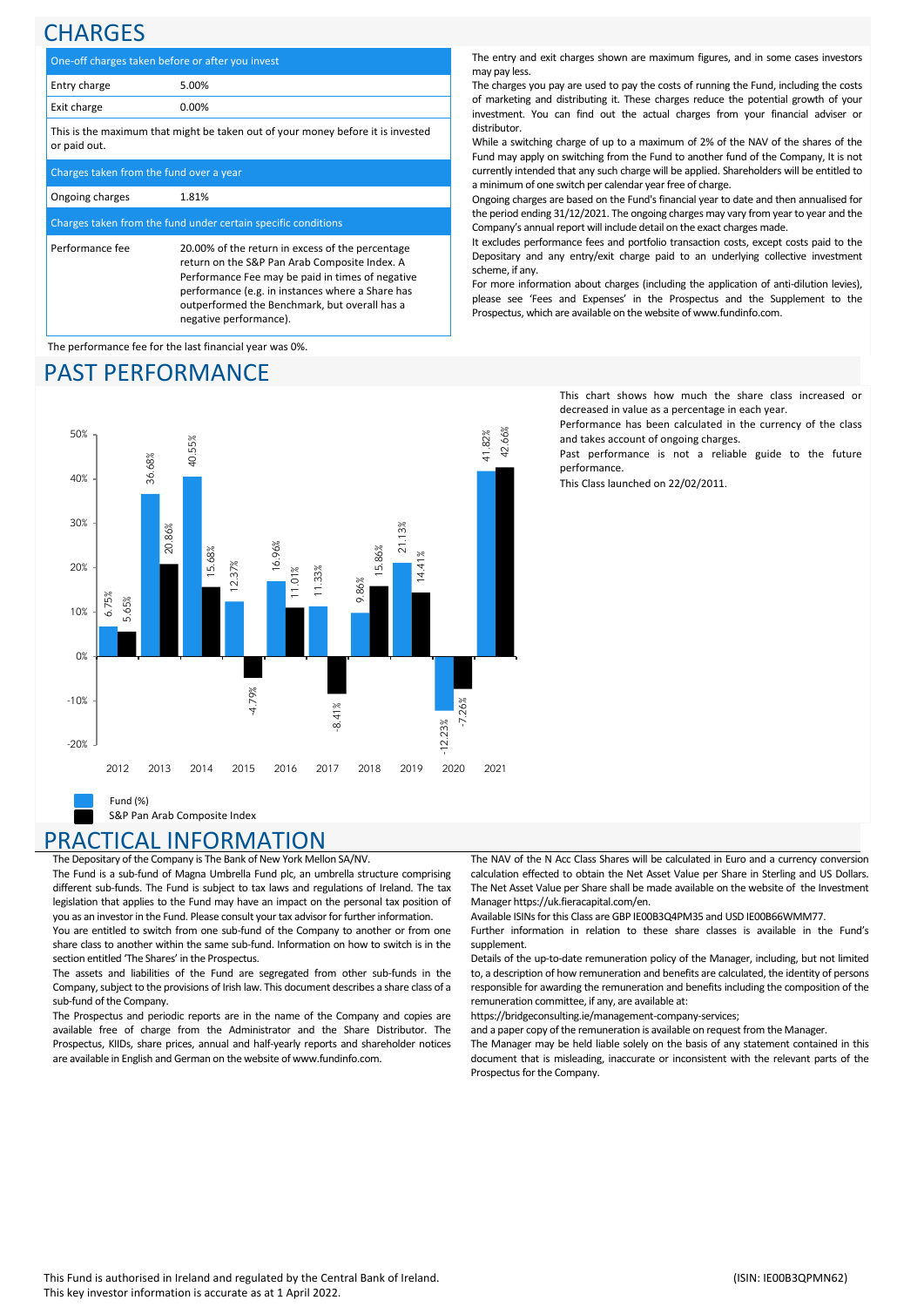# CHARGES

| One-off charges taken before or after you invest | |
|---|---|
| Entry charge | 5.00% |
| Exit charge | 0.00% |
| This is the maximum that might be taken out of your money before it is invested or paid out. | |
| **Charges taken from the fund over a year** | |
| Ongoing charges | 1.81% |
| **Charges taken from the fund under certain specific conditions** | |
| Performance fee | 20.00% of the return in excess of the percentage return on the S&P Pan Arab Composite Index. A Performance Fee may be paid in times of negative performance (e.g. in instances where a Share has outperformed the Benchmark, but overall has a negative performance). |

The performance fee for the last financial year was 0%.

The entry and exit charges shown are maximum figures, and in some cases investors may pay less.

The charges you pay are used to pay the costs of running the Fund, including the costs of marketing and distributing it. These charges reduce the potential growth of your investment. You can find out the actual charges from your financial adviser or distributor.

While a switching charge of up to a maximum of 2% of the NAV of the shares of the Fund may apply on switching from the Fund to another fund of the Company, It is not currently intended that any such charge will be applied. Shareholders will be entitled to a minimum of one switch per calendar year free of charge.

Ongoing charges are based on the Fund's financial year to date and then annualised for the period ending 31/12/2021. The ongoing charges may vary from year to year and the Company's annual report will include detail on the exact charges made.

It excludes performance fees and portfolio transaction costs, except costs paid to the Depositary and any entry/exit charge paid to an underlying collective investment scheme, if any.

For more information about charges (including the application of anti-dilution levies), please see 'Fees and Expenses' in the Prospectus and the Supplement to the Prospectus, which are available on the website of www.fundinfo.com.

# PAST PERFORMANCE

50%
40%
30%
20%
10%
0%
-10%
-20%

2012: 6.75% 5.65%
2013: 36.68% 20.86%
2014: 40.55% 15.68%
2015: 12.37% -4.79%
2016: 16.96% 11.01%
2017: 11.33% -8.41%
2018: 9.86% 15.86%
2019: 21.13% 14.41%
2020: -12.23% -7.26%
2021: 41.82% 42.66%

Fund (%)
S&P Pan Arab Composite Index

This chart shows how much the share class increased or decreased in value as a percentage in each year.

Performance has been calculated in the currency of the class and takes account of ongoing charges.

Past performance is not a reliable guide to the future performance.

This Class launched on 22/02/2011.

# PRACTICAL INFORMATION

The Depositary of the Company is The Bank of New York Mellon SA/NV.

The Fund is a sub-fund of Magna Umbrella Fund plc, an umbrella structure comprising different sub-funds. The Fund is subject to tax laws and regulations of Ireland. The tax legislation that applies to the Fund may have an impact on the personal tax position of you as an investor in the Fund. Please consult your tax advisor for further information.

You are entitled to switch from one sub-fund of the Company to another or from one share class to another within the same sub-fund. Information on how to switch is in the section entitled 'The Shares' in the Prospectus.

The assets and liabilities of the Fund are segregated from other sub-funds in the Company, subject to the provisions of Irish law. This document describes a share class of a sub-fund of the Company.

The Prospectus and periodic reports are in the name of the Company and copies are available free of charge from the Administrator and the Share Distributor. The Prospectus, KIIDs, share prices, annual and half-yearly reports and shareholder notices are available in English and German on the website of www.fundinfo.com.

The NAV of the N Acc Class Shares will be calculated in Euro and a currency conversion calculation effected to obtain the Net Asset Value per Share in Sterling and US Dollars. The Net Asset Value per Share shall be made available on the website of the Investment Manager https://uk.fieracapital.com/en.

Available ISINs for this Class are GBP IE00B3Q4PM35 and USD IE00B66WMM77.

Further information in relation to these share classes is available in the Fund's supplement.

Details of the up-to-date remuneration policy of the Manager, including, but not limited to, a description of how remuneration and benefits are calculated, the identity of persons responsible for awarding the remuneration and benefits including the composition of the remuneration committee, if any, are available at:

https://bridgeconsulting.ie/management-company-services;

and a paper copy of the remuneration is available on request from the Manager.

The Manager may be held liable solely on the basis of any statement contained in this document that is misleading, inaccurate or inconsistent with the relevant parts of the Prospectus for the Company.

This Fund is authorised in Ireland and regulated by the Central Bank of Ireland.
This key investor information is accurate as at 1 April 2022.

(ISIN: IE00B3QPMN62)